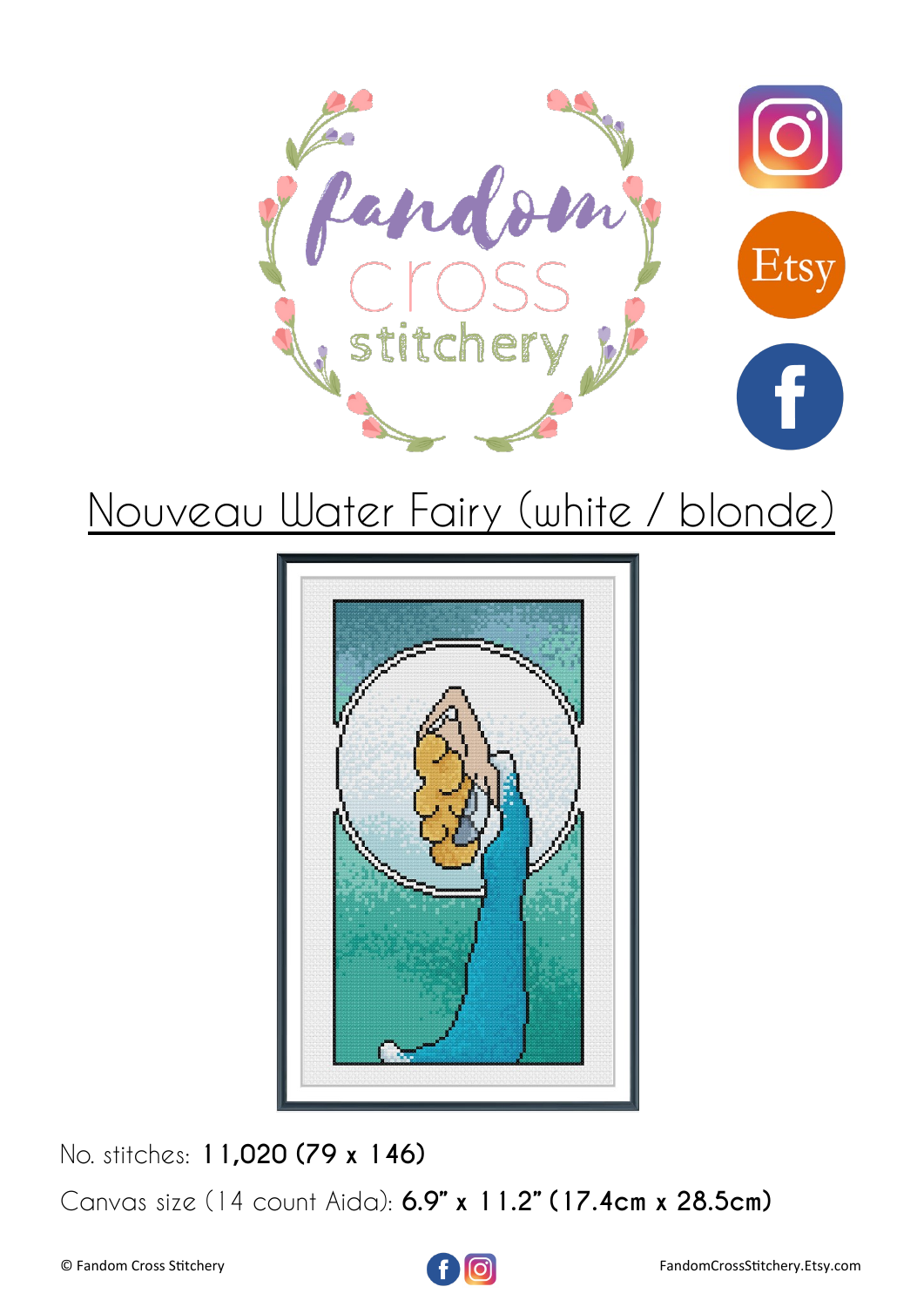# Nouveau Water Fairy (white / blonde)

No. stitches: **11,020 (79 x 146)**

Canvas size (14 count Aida): **6.9" x 11.2" (17.4cm x 28.5cm)**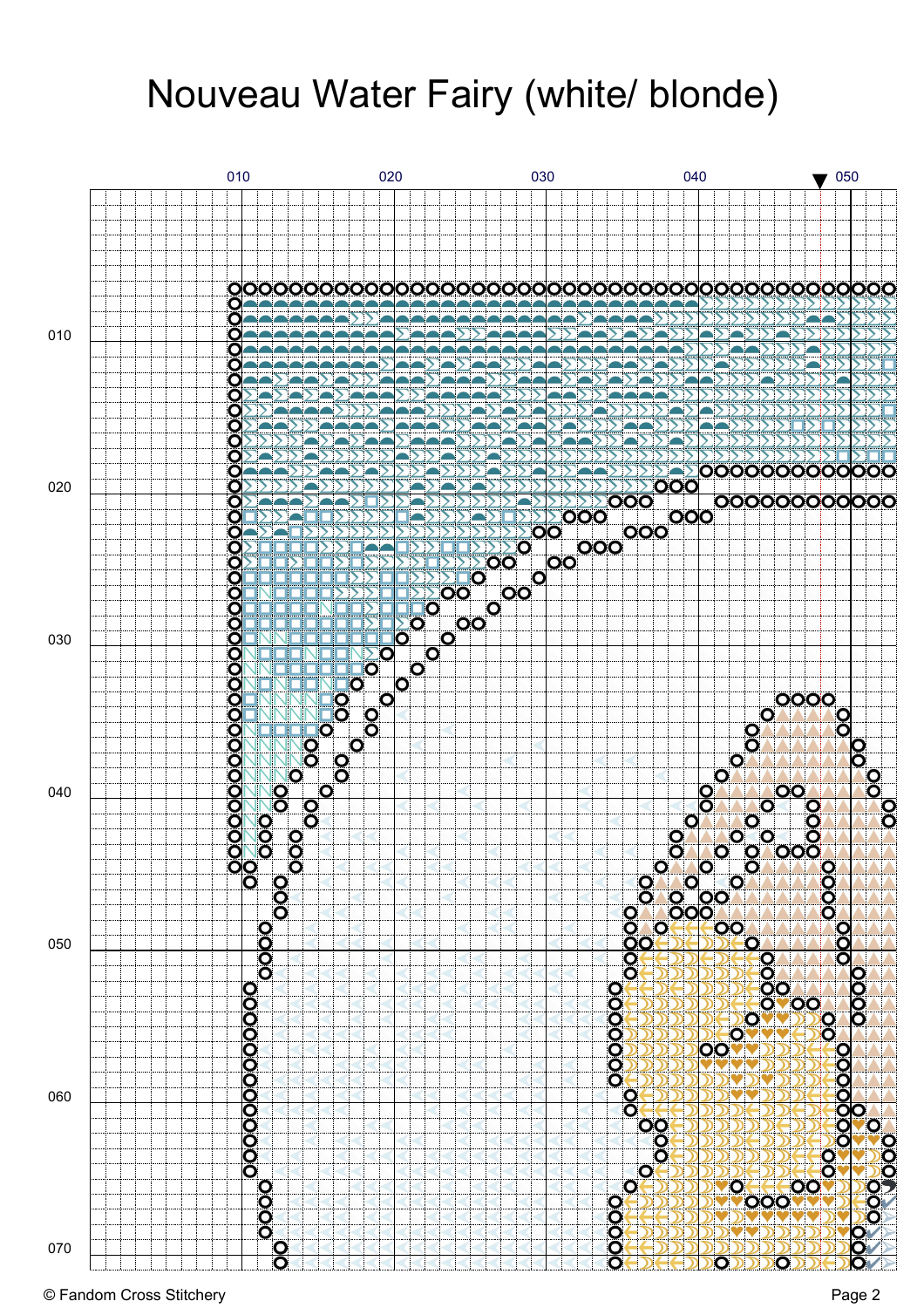# Nouveau Water Fairy (white/ blonde)

© Fandom Cross Stitchery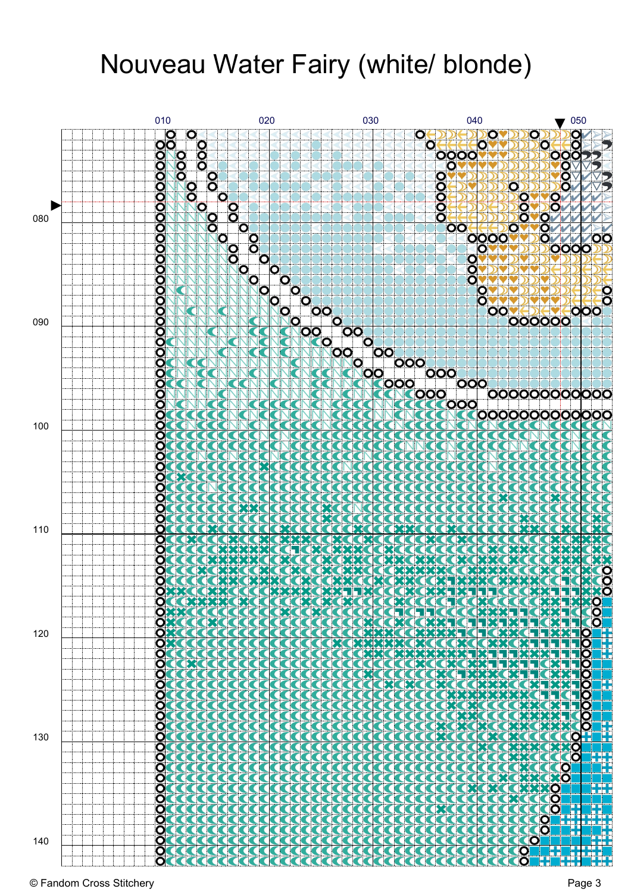# Nouveau Water Fairy (white/ blonde)

© Fandom Cross Stitchery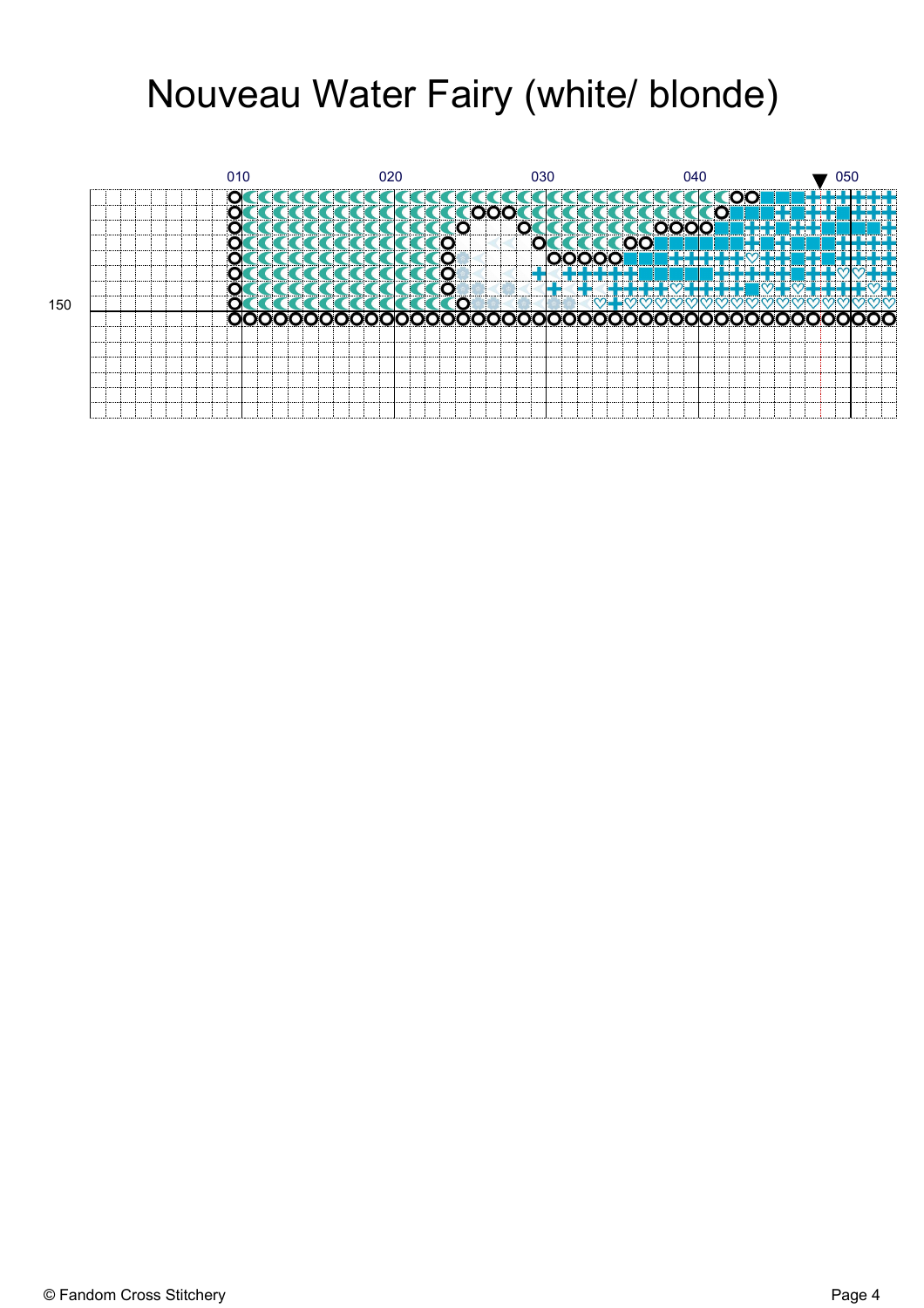# Nouveau Water Fairy (white/ blonde)

010 020 030 040 050

150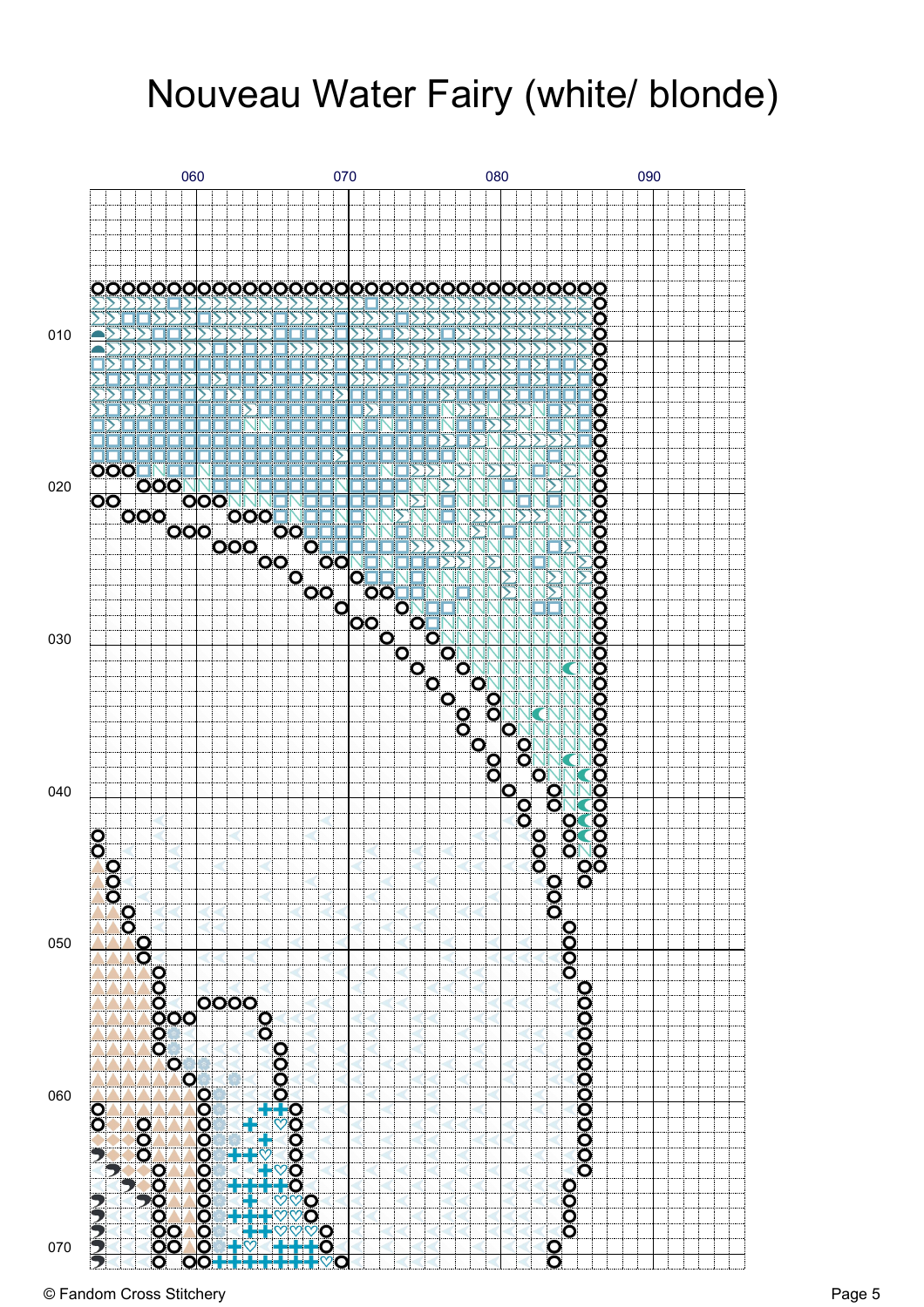# Nouveau Water Fairy (white/ blonde)

060 070 080 090

010

020

030

040

050

060

070

© Fandom Cross Stitchery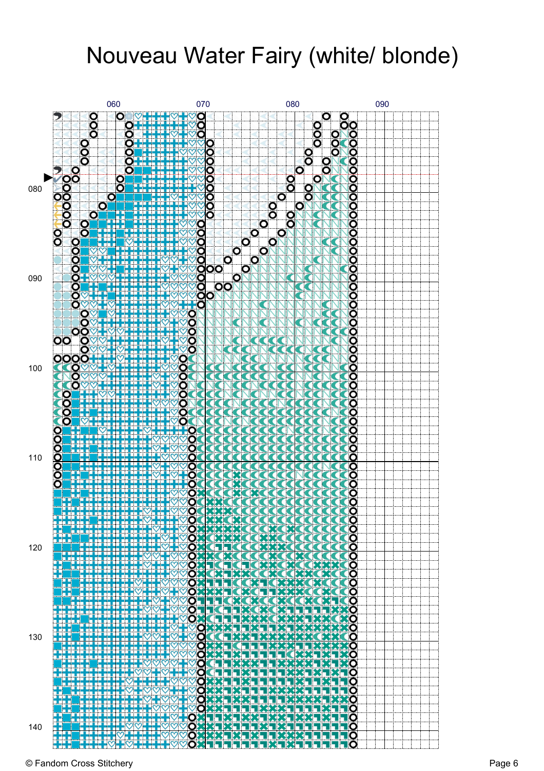# Nouveau Water Fairy (white/ blonde)

060 070 080 090

080

090

100

110

120

130

140

© Fandom Cross Stitchery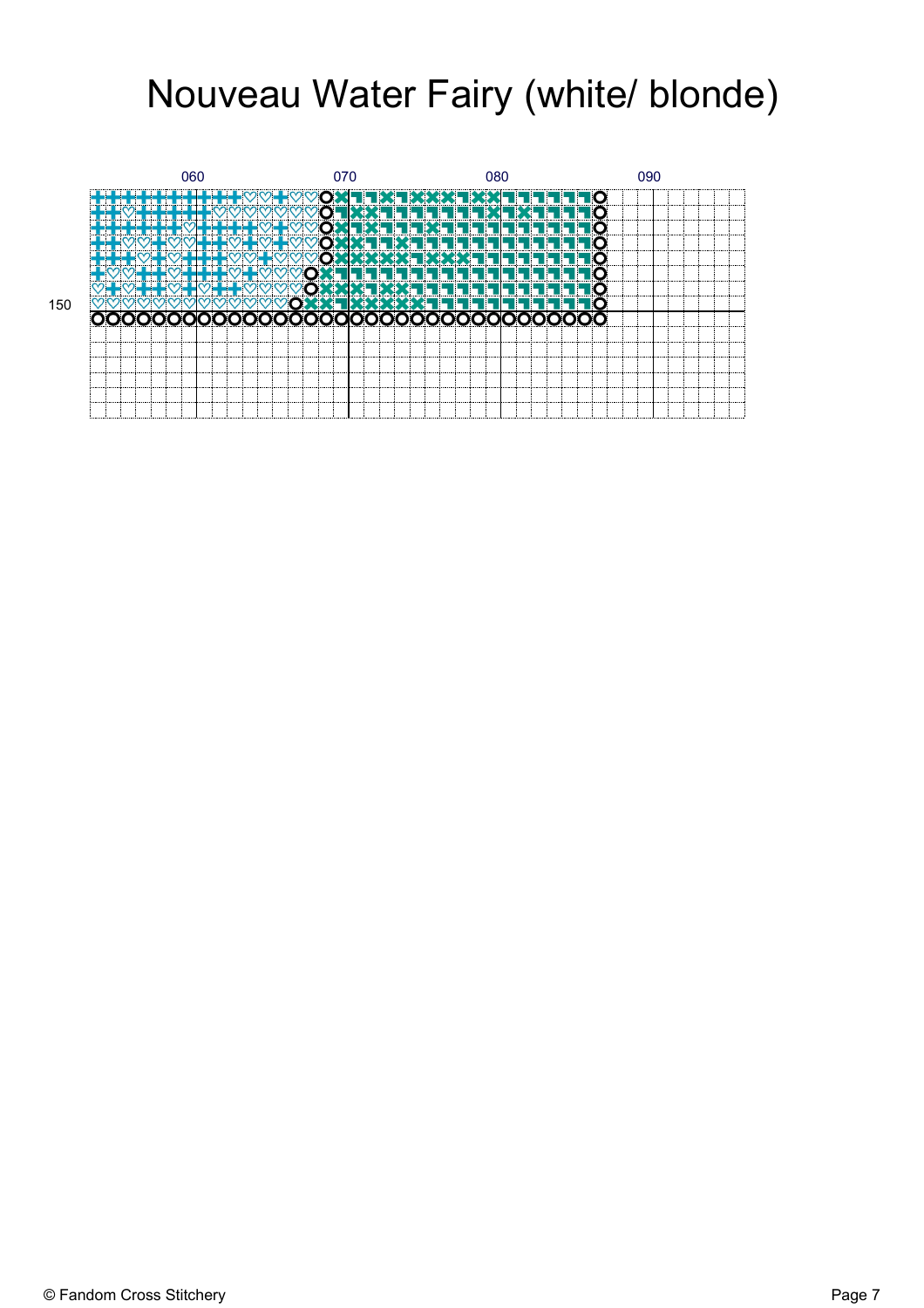# Nouveau Water Fairy (white/ blonde)

060 070 080 090

150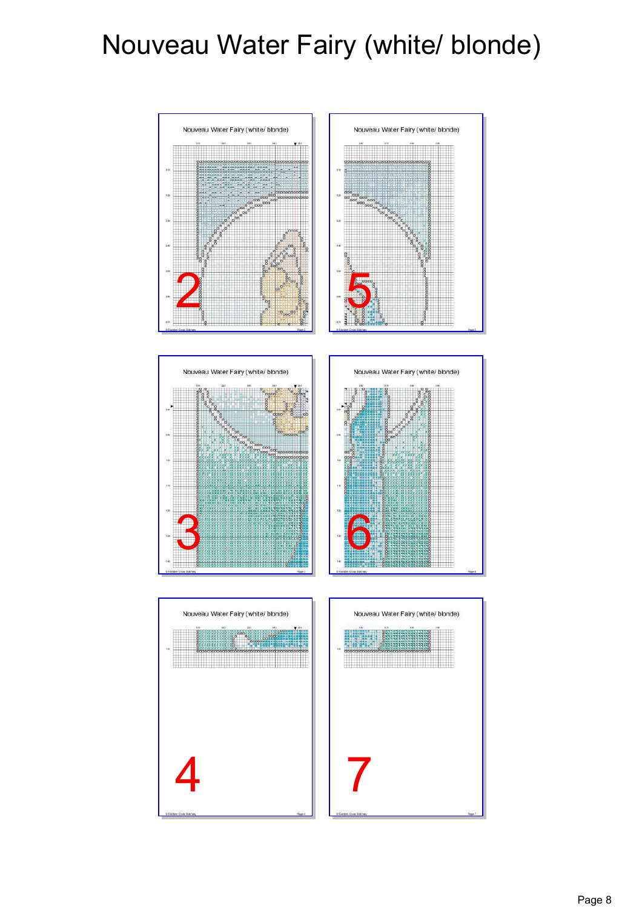# Nouveau Water Fairy (white/ blonde)

2

5

3

6

4

7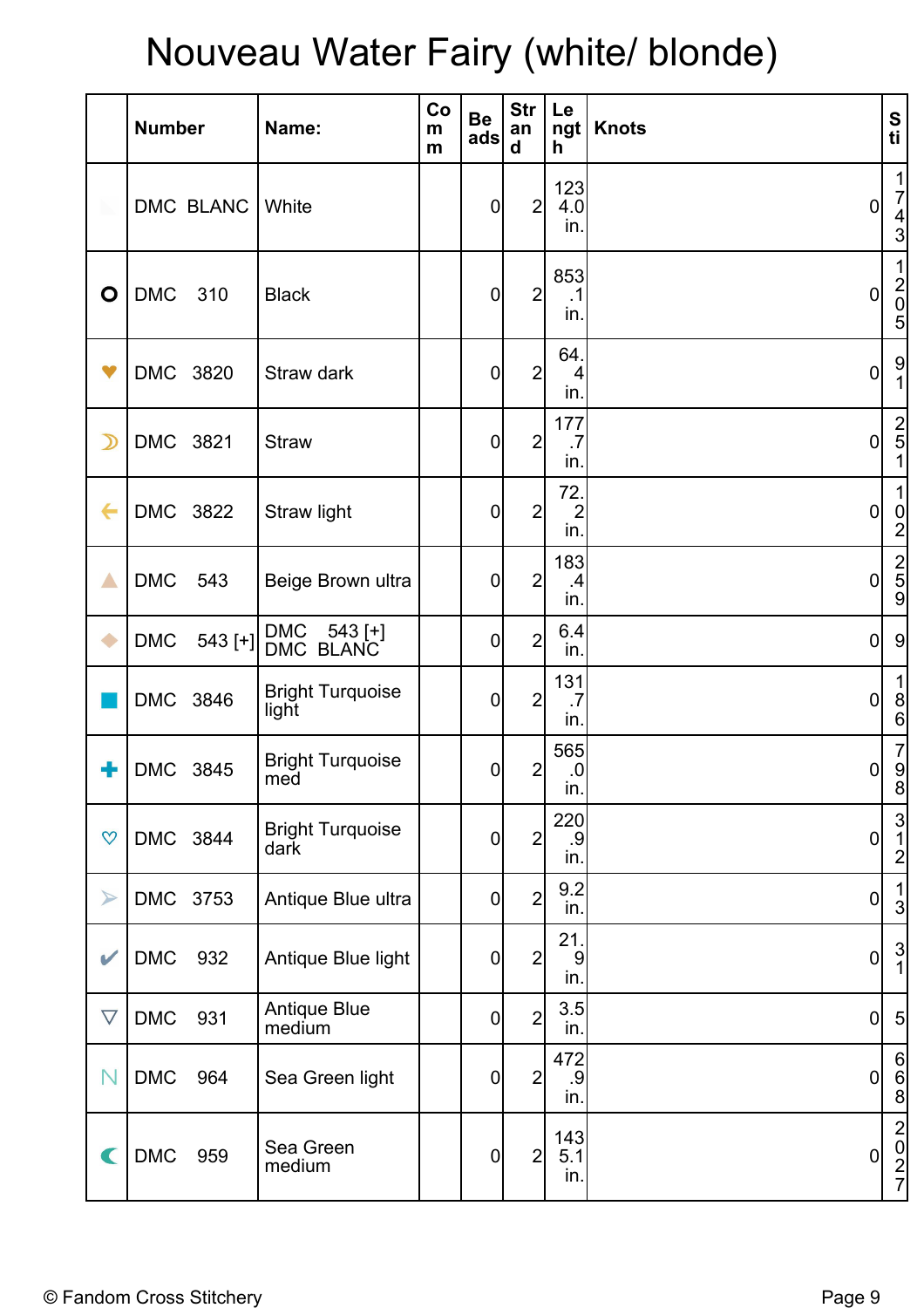# Nouveau Water Fairy (white/ blonde)

| | Number | Name: | Comm | Beads | Strand | Length | Knots | Sti |
|---|---|---|---|---|---|---|---|---|
| | DMC BLANC | White | | 0 | 2 | 1234.0 in. | 0 | 1743 |
| O | DMC 310 | Black | | 0 | 2 | 853.1 in. | 0 | 1205 |
| ♥ | DMC 3820 | Straw dark | | 0 | 2 | 64.4 in. | 0 | 91 |
| ☽ | DMC 3821 | Straw | | 0 | 2 | 177.7 in. | 0 | 251 |
| ← | DMC 3822 | Straw light | | 0 | 2 | 72.2 in. | 0 | 102 |
| ▲ | DMC 543 | Beige Brown ultra | | 0 | 2 | 183.4 in. | 0 | 259 |
| ◆ | DMC 543 [+] | DMC 543 [+] DMC BLANC | | 0 | 2 | 6.4 in. | 0 | 9 |
| ■ | DMC 3846 | Bright Turquoise light | | 0 | 2 | 131.7 in. | 0 | 186 |
| ✚ | DMC 3845 | Bright Turquoise med | | 0 | 2 | 565.0 in. | 0 | 798 |
| ♡ | DMC 3844 | Bright Turquoise dark | | 0 | 2 | 220.9 in. | 0 | 312 |
| ➤ | DMC 3753 | Antique Blue ultra | | 0 | 2 | 9.2 in. | 0 | 13 |
| ✔ | DMC 932 | Antique Blue light | | 0 | 2 | 21.9 in. | 0 | 31 |
| ▽ | DMC 931 | Antique Blue medium | | 0 | 2 | 3.5 in. | 0 | 5 |
| N | DMC 964 | Sea Green light | | 0 | 2 | 472.9 in. | 0 | 668 |
| ☾ | DMC 959 | Sea Green medium | | 0 | 2 | 1435.1 in. | 0 | 2027 |

© Fandom Cross Stitchery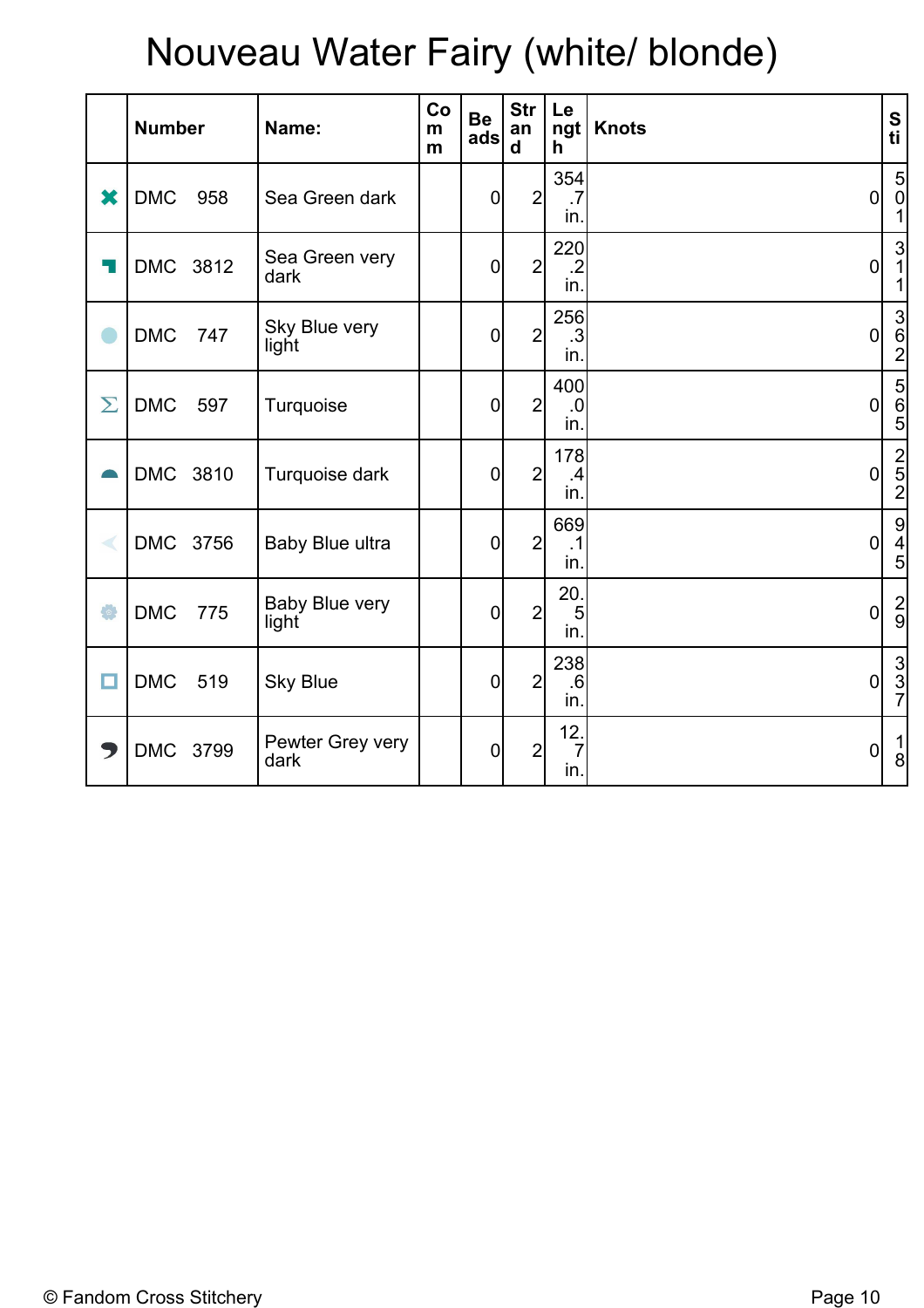# Nouveau Water Fairy (white/ blonde)

| | Number | Name: | Comm | Beads | Strand | Length | Knots | Sti |
|---|---|---|---|---|---|---|---|---|
| ✖ | DMC 958 | Sea Green dark | | 0 | 2 | 354.7 in. | 0 | 501 |
| ▜ | DMC 3812 | Sea Green very dark | | 0 | 2 | 220.2 in. | 0 | 311 |
| ● | DMC 747 | Sky Blue very light | | 0 | 2 | 256.3 in. | 0 | 362 |
| Σ | DMC 597 | Turquoise | | 0 | 2 | 400.0 in. | 0 | 565 |
| ◓ | DMC 3810 | Turquoise dark | | 0 | 2 | 178.4 in. | 0 | 252 |
| < | DMC 3756 | Baby Blue ultra | | 0 | 2 | 669.1 in. | 0 | 945 |
| ✿ | DMC 775 | Baby Blue very light | | 0 | 2 | 20.5 in. | 0 | 29 |
| ▢ | DMC 519 | Sky Blue | | 0 | 2 | 238.6 in. | 0 | 337 |
| ❟ | DMC 3799 | Pewter Grey very dark | | 0 | 2 | 12.7 in. | 0 | 18 |

© Fandom Cross Stitchery